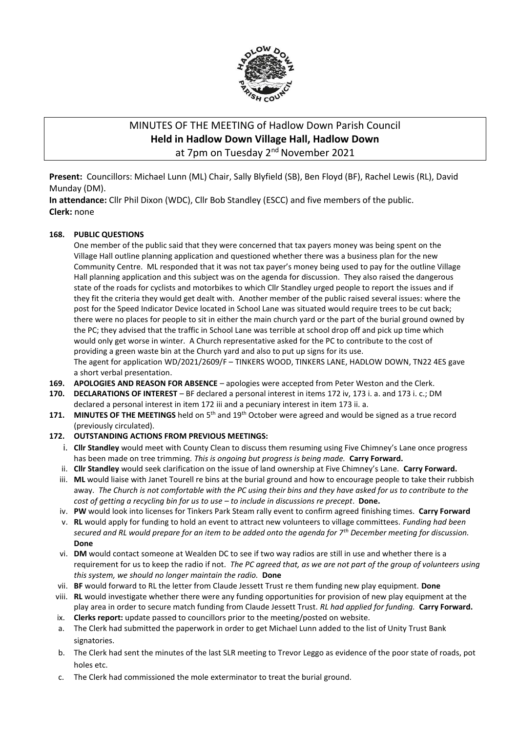# MINUTES OF THE MEETING of Hadlow Down Parish Council
## Held in Hadlow Down Village Hall, Hadlow Down
at 7pm on Tuesday 2nd November 2021

**Present:** Councillors: Michael Lunn (ML) Chair, Sally Blyfield (SB), Ben Floyd (BF), Rachel Lewis (RL), David Munday (DM).
**In attendance:** Cllr Phil Dixon (WDC), Cllr Bob Standley (ESCC) and five members of the public.
**Clerk:** none

**168. PUBLIC QUESTIONS**

One member of the public said that they were concerned that tax payers money was being spent on the Village Hall outline planning application and questioned whether there was a business plan for the new Community Centre. ML responded that it was not tax payer's money being used to pay for the outline Village Hall planning application and this subject was on the agenda for discussion. They also raised the dangerous state of the roads for cyclists and motorbikes to which Cllr Standley urged people to report the issues and if they fit the criteria they would get dealt with. Another member of the public raised several issues: where the post for the Speed Indicator Device located in School Lane was situated would require trees to be cut back; there were no places for people to sit in either the main church yard or the part of the burial ground owned by the PC; they advised that the traffic in School Lane was terrible at school drop off and pick up time which would only get worse in winter. A Church representative asked for the PC to contribute to the cost of providing a green waste bin at the Church yard and also to put up signs for its use.
The agent for application WD/2021/2609/F – TINKERS WOOD, TINKERS LANE, HADLOW DOWN, TN22 4ES gave a short verbal presentation.

**169. APOLOGIES AND REASON FOR ABSENCE** – apologies were accepted from Peter Weston and the Clerk.

**170. DECLARATIONS OF INTEREST** – BF declared a personal interest in items 172 iv, 173 i. a. and 173 i. c.; DM declared a personal interest in item 172 iii and a pecuniary interest in item 173 ii. a.

**171. MINUTES OF THE MEETINGS** held on 5th and 19th October were agreed and would be signed as a true record (previously circulated).

**172. OUTSTANDING ACTIONS FROM PREVIOUS MEETINGS:**

i. **Cllr Standley** would meet with County Clean to discuss them resuming using Five Chimney's Lane once progress has been made on tree trimming. *This is ongoing but progress is being made.* **Carry Forward.**

ii. **Cllr Standley** would seek clarification on the issue of land ownership at Five Chimney's Lane. **Carry Forward.**

iii. **ML** would liaise with Janet Tourell re bins at the burial ground and how to encourage people to take their rubbish away. *The Church is not comfortable with the PC using their bins and they have asked for us to contribute to the cost of getting a recycling bin for us to use – to include in discussions re precept*. **Done.**

iv. **PW** would look into licenses for Tinkers Park Steam rally event to confirm agreed finishing times. **Carry Forward**

v. **RL** would apply for funding to hold an event to attract new volunteers to village committees. *Funding had been secured and RL would prepare for an item to be added onto the agenda for 7th December meeting for discussion.* **Done**

vi. **DM** would contact someone at Wealden DC to see if two way radios are still in use and whether there is a requirement for us to keep the radio if not. *The PC agreed that, as we are not part of the group of volunteers using this system, we should no longer maintain the radio.* **Done**

vii. **BF** would forward to RL the letter from Claude Jessett Trust re them funding new play equipment. **Done**

viii. **RL** would investigate whether there were any funding opportunities for provision of new play equipment at the play area in order to secure match funding from Claude Jessett Trust. *RL had applied for funding.* **Carry Forward.**

ix. **Clerks report:** update passed to councillors prior to the meeting/posted on website.

a. The Clerk had submitted the paperwork in order to get Michael Lunn added to the list of Unity Trust Bank signatories.

b. The Clerk had sent the minutes of the last SLR meeting to Trevor Leggo as evidence of the poor state of roads, pot holes etc.

c. The Clerk had commissioned the mole exterminator to treat the burial ground.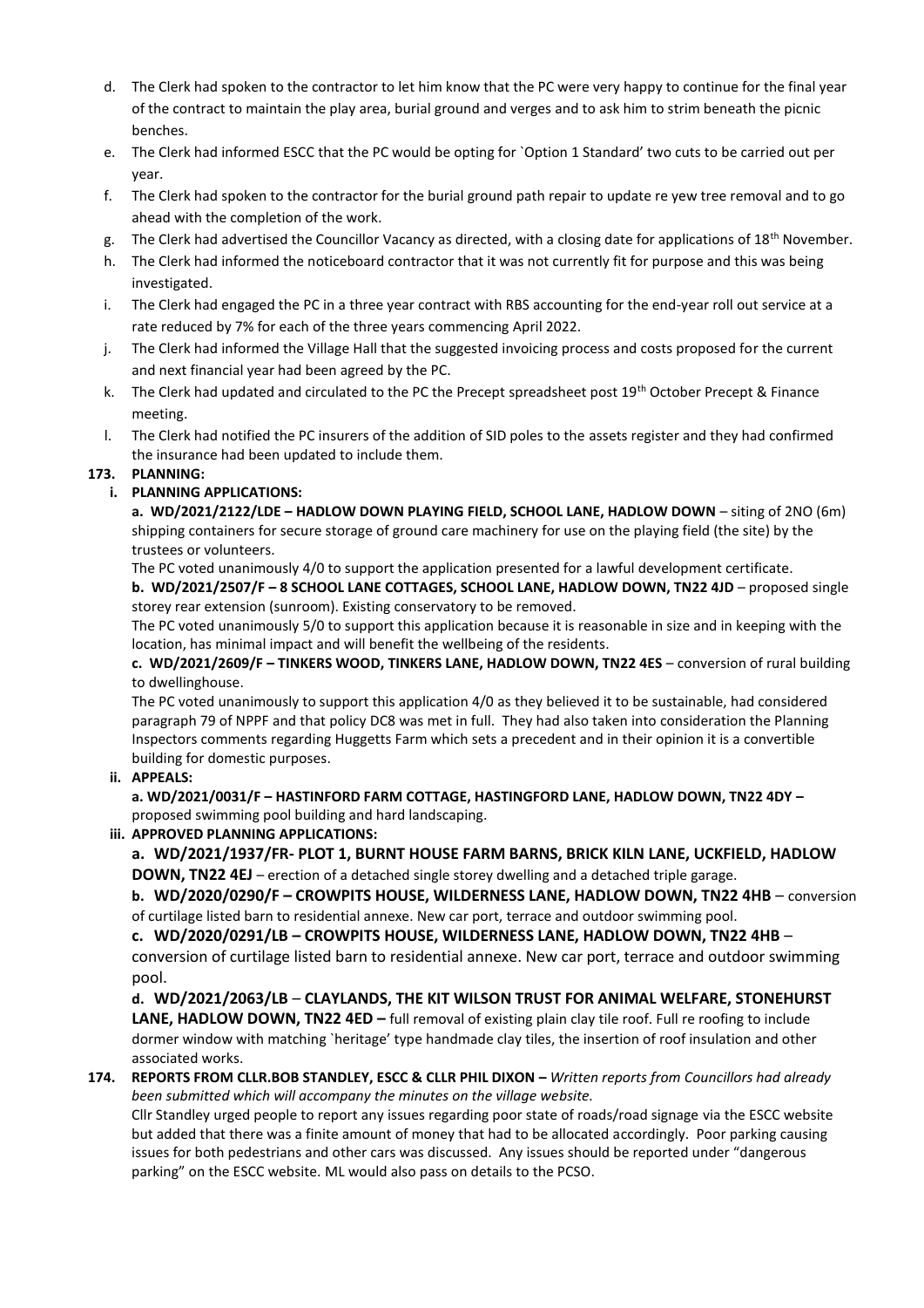d. The Clerk had spoken to the contractor to let him know that the PC were very happy to continue for the final year of the contract to maintain the play area, burial ground and verges and to ask him to strim beneath the picnic benches.

e. The Clerk had informed ESCC that the PC would be opting for `Option 1 Standard' two cuts to be carried out per year.

f. The Clerk had spoken to the contractor for the burial ground path repair to update re yew tree removal and to go ahead with the completion of the work.

g. The Clerk had advertised the Councillor Vacancy as directed, with a closing date for applications of 18th November.

h. The Clerk had informed the noticeboard contractor that it was not currently fit for purpose and this was being investigated.

i. The Clerk had engaged the PC in a three year contract with RBS accounting for the end-year roll out service at a rate reduced by 7% for each of the three years commencing April 2022.

j. The Clerk had informed the Village Hall that the suggested invoicing process and costs proposed for the current and next financial year had been agreed by the PC.

k. The Clerk had updated and circulated to the PC the Precept spreadsheet post 19th October Precept & Finance meeting.

l. The Clerk had notified the PC insurers of the addition of SID poles to the assets register and they had confirmed the insurance had been updated to include them.

**173. PLANNING:**

**i. PLANNING APPLICATIONS:**

**a. WD/2021/2122/LDE – HADLOW DOWN PLAYING FIELD, SCHOOL LANE, HADLOW DOWN** – siting of 2NO (6m) shipping containers for secure storage of ground care machinery for use on the playing field (the site) by the trustees or volunteers.

The PC voted unanimously 4/0 to support the application presented for a lawful development certificate.

**b. WD/2021/2507/F – 8 SCHOOL LANE COTTAGES, SCHOOL LANE, HADLOW DOWN, TN22 4JD** – proposed single storey rear extension (sunroom). Existing conservatory to be removed.

The PC voted unanimously 5/0 to support this application because it is reasonable in size and in keeping with the location, has minimal impact and will benefit the wellbeing of the residents.

**c. WD/2021/2609/F – TINKERS WOOD, TINKERS LANE, HADLOW DOWN, TN22 4ES** – conversion of rural building to dwellinghouse.

The PC voted unanimously to support this application 4/0 as they believed it to be sustainable, had considered paragraph 79 of NPPF and that policy DC8 was met in full. They had also taken into consideration the Planning Inspectors comments regarding Huggetts Farm which sets a precedent and in their opinion it is a convertible building for domestic purposes.

**ii. APPEALS:**

**a. WD/2021/0031/F – HASTINFORD FARM COTTAGE, HASTINGFORD LANE, HADLOW DOWN, TN22 4DY –** proposed swimming pool building and hard landscaping.

**iii. APPROVED PLANNING APPLICATIONS:**

**a. WD/2021/1937/FR- PLOT 1, BURNT HOUSE FARM BARNS, BRICK KILN LANE, UCKFIELD, HADLOW DOWN, TN22 4EJ** – erection of a detached single storey dwelling and a detached triple garage.

**b. WD/2020/0290/F – CROWPITS HOUSE, WILDERNESS LANE, HADLOW DOWN, TN22 4HB** – conversion of curtilage listed barn to residential annexe. New car port, terrace and outdoor swimming pool.

**c. WD/2020/0291/LB – CROWPITS HOUSE, WILDERNESS LANE, HADLOW DOWN, TN22 4HB** – conversion of curtilage listed barn to residential annexe. New car port, terrace and outdoor swimming pool.

**d. WD/2021/2063/LB – CLAYLANDS, THE KIT WILSON TRUST FOR ANIMAL WELFARE, STONEHURST LANE, HADLOW DOWN, TN22 4ED –** full removal of existing plain clay tile roof. Full re roofing to include dormer window with matching `heritage' type handmade clay tiles, the insertion of roof insulation and other associated works.

**174. REPORTS FROM CLLR.BOB STANDLEY, ESCC & CLLR PHIL DIXON –** *Written reports from Councillors had already been submitted which will accompany the minutes on the village website.*

Cllr Standley urged people to report any issues regarding poor state of roads/road signage via the ESCC website but added that there was a finite amount of money that had to be allocated accordingly. Poor parking causing issues for both pedestrians and other cars was discussed. Any issues should be reported under "dangerous parking" on the ESCC website. ML would also pass on details to the PCSO.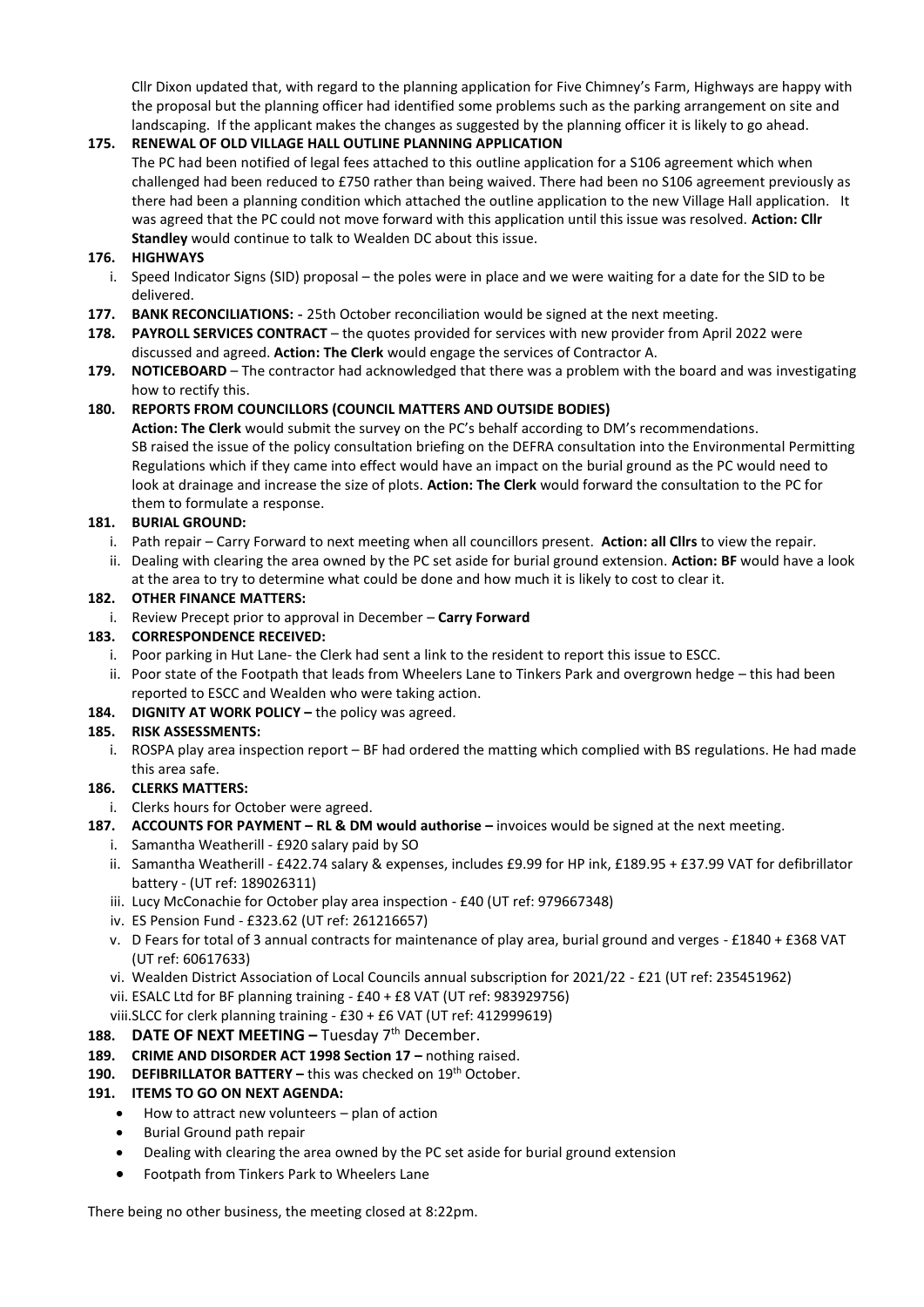Cllr Dixon updated that, with regard to the planning application for Five Chimney's Farm, Highways are happy with the proposal but the planning officer had identified some problems such as the parking arrangement on site and landscaping. If the applicant makes the changes as suggested by the planning officer it is likely to go ahead.

**175. RENEWAL OF OLD VILLAGE HALL OUTLINE PLANNING APPLICATION**

The PC had been notified of legal fees attached to this outline application for a S106 agreement which when challenged had been reduced to £750 rather than being waived. There had been no S106 agreement previously as there had been a planning condition which attached the outline application to the new Village Hall application. It was agreed that the PC could not move forward with this application until this issue was resolved. **Action: Cllr Standley** would continue to talk to Wealden DC about this issue.

**176. HIGHWAYS**

i. Speed Indicator Signs (SID) proposal – the poles were in place and we were waiting for a date for the SID to be delivered.

**177. BANK RECONCILIATIONS: -** 25th October reconciliation would be signed at the next meeting.

**178. PAYROLL SERVICES CONTRACT** – the quotes provided for services with new provider from April 2022 were discussed and agreed. **Action: The Clerk** would engage the services of Contractor A.

**179. NOTICEBOARD** – The contractor had acknowledged that there was a problem with the board and was investigating how to rectify this.

**180. REPORTS FROM COUNCILLORS (COUNCIL MATTERS AND OUTSIDE BODIES)**

**Action: The Clerk** would submit the survey on the PC's behalf according to DM's recommendations.
SB raised the issue of the policy consultation briefing on the DEFRA consultation into the Environmental Permitting Regulations which if they came into effect would have an impact on the burial ground as the PC would need to look at drainage and increase the size of plots. **Action: The Clerk** would forward the consultation to the PC for them to formulate a response.

**181. BURIAL GROUND:**

i. Path repair – Carry Forward to next meeting when all councillors present. **Action: all Cllrs** to view the repair.
ii. Dealing with clearing the area owned by the PC set aside for burial ground extension. **Action: BF** would have a look at the area to try to determine what could be done and how much it is likely to cost to clear it.

**182. OTHER FINANCE MATTERS:**

i. Review Precept prior to approval in December – **Carry Forward**

**183. CORRESPONDENCE RECEIVED:**

i. Poor parking in Hut Lane- the Clerk had sent a link to the resident to report this issue to ESCC.
ii. Poor state of the Footpath that leads from Wheelers Lane to Tinkers Park and overgrown hedge – this had been reported to ESCC and Wealden who were taking action.

**184. DIGNITY AT WORK POLICY –** the policy was agreed.

**185. RISK ASSESSMENTS:**

i. ROSPA play area inspection report – BF had ordered the matting which complied with BS regulations. He had made this area safe.

**186. CLERKS MATTERS:**

i. Clerks hours for October were agreed.

**187. ACCOUNTS FOR PAYMENT – RL & DM would authorise –** invoices would be signed at the next meeting.

i. Samantha Weatherill - £920 salary paid by SO
ii. Samantha Weatherill - £422.74 salary & expenses, includes £9.99 for HP ink, £189.95 + £37.99 VAT for defibrillator battery - (UT ref: 189026311)
iii. Lucy McConachie for October play area inspection - £40 (UT ref: 979667348)
iv. ES Pension Fund - £323.62 (UT ref: 261216657)
v. D Fears for total of 3 annual contracts for maintenance of play area, burial ground and verges - £1840 + £368 VAT (UT ref: 60617633)
vi. Wealden District Association of Local Councils annual subscription for 2021/22 - £21 (UT ref: 235451962)
vii. ESALC Ltd for BF planning training - £40 + £8 VAT (UT ref: 983929756)
viii. SLCC for clerk planning training - £30 + £6 VAT (UT ref: 412999619)

**188. DATE OF NEXT MEETING –** Tuesday 7th December.

**189. CRIME AND DISORDER ACT 1998 Section 17 –** nothing raised.

**190. DEFIBRILLATOR BATTERY –** this was checked on 19th October.

**191. ITEMS TO GO ON NEXT AGENDA:**

- How to attract new volunteers – plan of action
- Burial Ground path repair
- Dealing with clearing the area owned by the PC set aside for burial ground extension
- Footpath from Tinkers Park to Wheelers Lane

There being no other business, the meeting closed at 8:22pm.